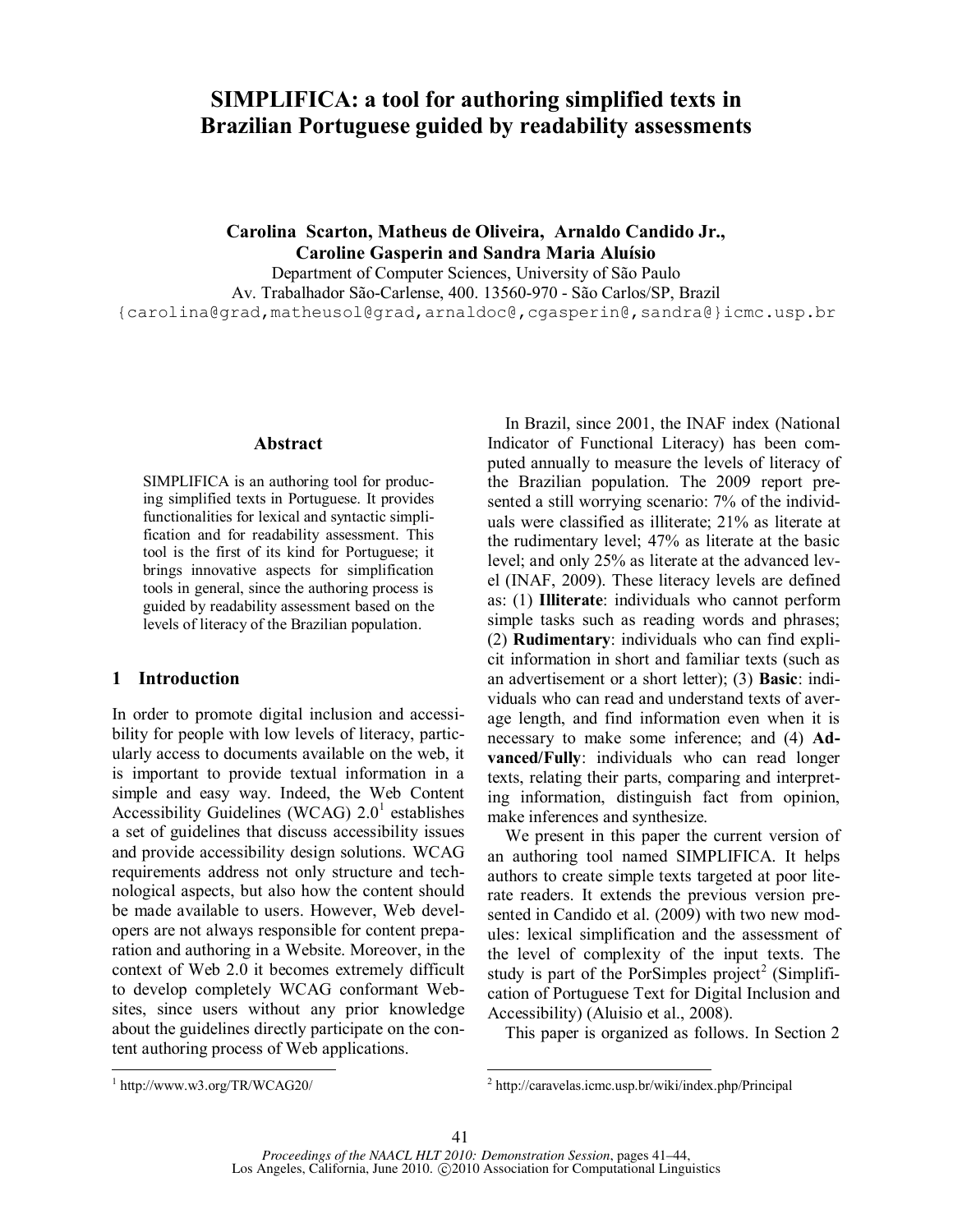# SIMPLIFICA: a tool for authoring simplified texts in Brazilian Portuguese guided by readability assessments

**Carolina Scarton, Matheus de Oliveira, Arnaldo Candido Jr., Caroline Gasperin and Sandra Maria Aluísio**

Department of Computer Sciences, University of São Paulo
Av. Trabalhador São-Carlense, 400. 13560-970 - São Carlos/SP, Brazil
{carolina@grad,matheusol@grad,arnaldoc@,cgasperin@,sandra@}icmc.usp.br

## Abstract

SIMPLIFICA is an authoring tool for producing simplified texts in Portuguese. It provides functionalities for lexical and syntactic simplification and for readability assessment. This tool is the first of its kind for Portuguese; it brings innovative aspects for simplification tools in general, since the authoring process is guided by readability assessment based on the levels of literacy of the Brazilian population.

## 1 Introduction

In order to promote digital inclusion and accessibility for people with low levels of literacy, particularly access to documents available on the web, it is important to provide textual information in a simple and easy way. Indeed, the Web Content Accessibility Guidelines (WCAG) 2.0[1] establishes a set of guidelines that discuss accessibility issues and provide accessibility design solutions. WCAG requirements address not only structure and technological aspects, but also how the content should be made available to users. However, Web developers are not always responsible for content preparation and authoring in a Website. Moreover, in the context of Web 2.0 it becomes extremely difficult to develop completely WCAG conformant Websites, since users without any prior knowledge about the guidelines directly participate on the content authoring process of Web applications.

In Brazil, since 2001, the INAF index (National Indicator of Functional Literacy) has been computed annually to measure the levels of literacy of the Brazilian population. The 2009 report presented a still worrying scenario: 7% of the individuals were classified as illiterate; 21% as literate at the rudimentary level; 47% as literate at the basic level; and only 25% as literate at the advanced level (INAF, 2009). These literacy levels are defined as: (1) **Illiterate**: individuals who cannot perform simple tasks such as reading words and phrases; (2) **Rudimentary**: individuals who can find explicit information in short and familiar texts (such as an advertisement or a short letter); (3) **Basic**: individuals who can read and understand texts of average length, and find information even when it is necessary to make some inference; and (4) **Advanced/Fully**: individuals who can read longer texts, relating their parts, comparing and interpreting information, distinguish fact from opinion, make inferences and synthesize.

We present in this paper the current version of an authoring tool named SIMPLIFICA. It helps authors to create simple texts targeted at poor literate readers. It extends the previous version presented in Candido et al. (2009) with two new modules: lexical simplification and the assessment of the level of complexity of the input texts. The study is part of the PorSimples project[2] (Simplification of Portuguese Text for Digital Inclusion and Accessibility) (Aluisio et al., 2008).

This paper is organized as follows. In Section 2

[1] http://www.w3.org/TR/WCAG20/

[2] http://caravelas.icmc.usp.br/wiki/index.php/Principal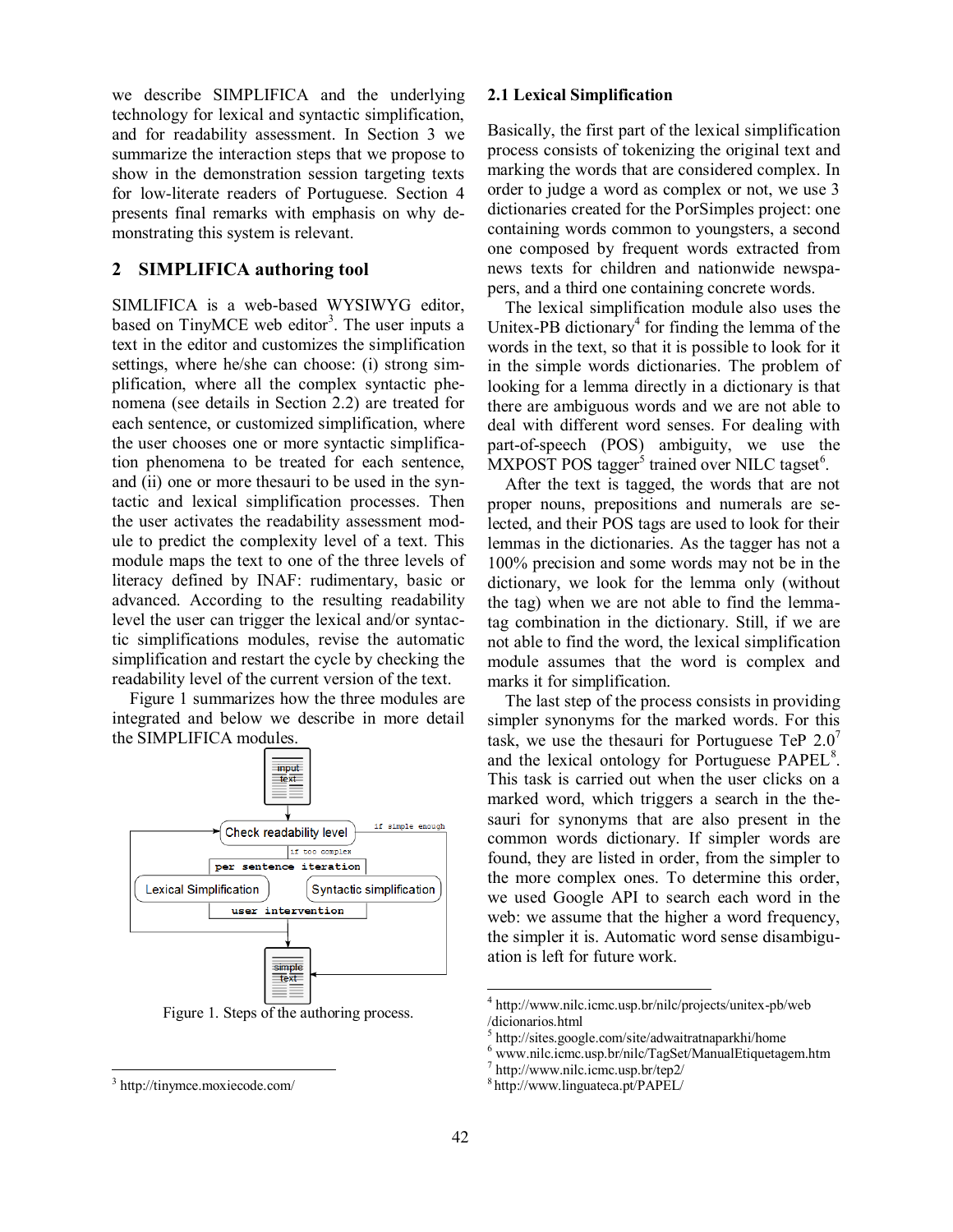we describe SIMPLIFICA and the underlying technology for lexical and syntactic simplification, and for readability assessment. In Section 3 we summarize the interaction steps that we propose to show in the demonstration session targeting texts for low-literate readers of Portuguese. Section 4 presents final remarks with emphasis on why demonstrating this system is relevant.

## 2 SIMPLIFICA authoring tool

SIMLIFICA is a web-based WYSIWYG editor, based on TinyMCE web editor[3]. The user inputs a text in the editor and customizes the simplification settings, where he/she can choose: (i) strong simplification, where all the complex syntactic phenomena (see details in Section 2.2) are treated for each sentence, or customized simplification, where the user chooses one or more syntactic simplification phenomena to be treated for each sentence, and (ii) one or more thesauri to be used in the syntactic and lexical simplification processes. Then the user activates the readability assessment module to predict the complexity level of a text. This module maps the text to one of the three levels of literacy defined by INAF: rudimentary, basic or advanced. According to the resulting readability level the user can trigger the lexical and/or syntactic simplifications modules, revise the automatic simplification and restart the cycle by checking the readability level of the current version of the text.

Figure 1 summarizes how the three modules are integrated and below we describe in more detail the SIMPLIFICA modules.

Figure 1. Steps of the authoring process.

### 2.1 Lexical Simplification

Basically, the first part of the lexical simplification process consists of tokenizing the original text and marking the words that are considered complex. In order to judge a word as complex or not, we use 3 dictionaries created for the PorSimples project: one containing words common to youngsters, a second one composed by frequent words extracted from news texts for children and nationwide newspapers, and a third one containing concrete words.

The lexical simplification module also uses the Unitex-PB dictionary[4] for finding the lemma of the words in the text, so that it is possible to look for it in the simple words dictionaries. The problem of looking for a lemma directly in a dictionary is that there are ambiguous words and we are not able to deal with different word senses. For dealing with part-of-speech (POS) ambiguity, we use the MXPOST POS tagger[5] trained over NILC tagset[6].

After the text is tagged, the words that are not proper nouns, prepositions and numerals are selected, and their POS tags are used to look for their lemmas in the dictionaries. As the tagger has not a 100% precision and some words may not be in the dictionary, we look for the lemma only (without the tag) when we are not able to find the lemma-tag combination in the dictionary. Still, if we are not able to find the word, the lexical simplification module assumes that the word is complex and marks it for simplification.

The last step of the process consists in providing simpler synonyms for the marked words. For this task, we use the thesauri for Portuguese TeP 2.0[7] and the lexical ontology for Portuguese PAPEL[8]. This task is carried out when the user clicks on a marked word, which triggers a search in the thesauri for synonyms that are also present in the common words dictionary. If simpler words are found, they are listed in order, from the simpler to the more complex ones. To determine this order, we used Google API to search each word in the web: we assume that the higher a word frequency, the simpler it is. Automatic word sense disambiguation is left for future work.

---

[3] http://tinymce.moxiecode.com/

[4] http://www.nilc.icmc.usp.br/nilc/projects/unitex-pb/web/dicionarios.html

[5] http://sites.google.com/site/adwaitratnaparkhi/home

[6] www.nilc.icmc.usp.br/nilc/TagSet/ManualEtiquetagem.htm

[7] http://www.nilc.icmc.usp.br/tep2/

[8] http://www.linguateca.pt/PAPEL/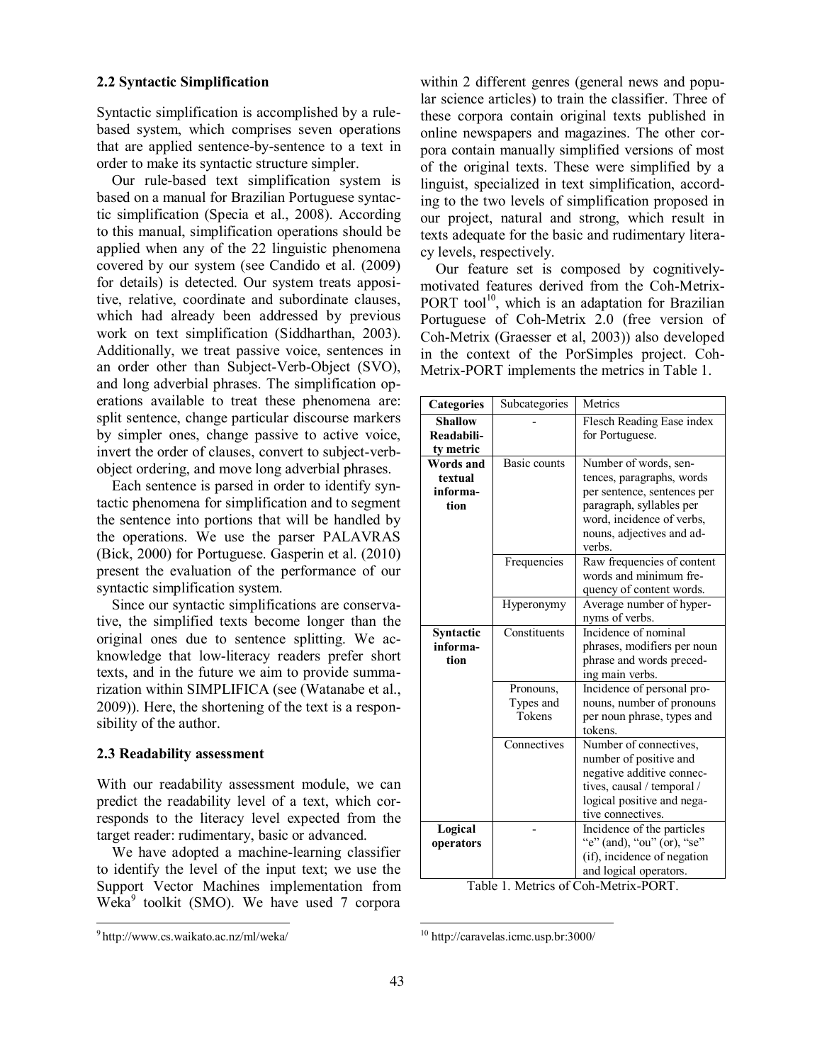### 2.2 Syntactic Simplification

Syntactic simplification is accomplished by a rule-based system, which comprises seven operations that are applied sentence-by-sentence to a text in order to make its syntactic structure simpler.

Our rule-based text simplification system is based on a manual for Brazilian Portuguese syntactic simplification (Specia et al., 2008). According to this manual, simplification operations should be applied when any of the 22 linguistic phenomena covered by our system (see Candido et al. (2009) for details) is detected. Our system treats appositive, relative, coordinate and subordinate clauses, which had already been addressed by previous work on text simplification (Siddharthan, 2003). Additionally, we treat passive voice, sentences in an order other than Subject-Verb-Object (SVO), and long adverbial phrases. The simplification operations available to treat these phenomena are: split sentence, change particular discourse markers by simpler ones, change passive to active voice, invert the order of clauses, convert to subject-verb-object ordering, and move long adverbial phrases.

Each sentence is parsed in order to identify syntactic phenomena for simplification and to segment the sentence into portions that will be handled by the operations. We use the parser PALAVRAS (Bick, 2000) for Portuguese. Gasperin et al. (2010) present the evaluation of the performance of our syntactic simplification system.

Since our syntactic simplifications are conservative, the simplified texts become longer than the original ones due to sentence splitting. We acknowledge that low-literacy readers prefer short texts, and in the future we aim to provide summarization within SIMPLIFICA (see (Watanabe et al., 2009)). Here, the shortening of the text is a responsibility of the author.

### 2.3 Readability assessment

With our readability assessment module, we can predict the readability level of a text, which corresponds to the literacy level expected from the target reader: rudimentary, basic or advanced.

We have adopted a machine-learning classifier to identify the level of the input text; we use the Support Vector Machines implementation from Weka[9] toolkit (SMO). We have used 7 corpora within 2 different genres (general news and popular science articles) to train the classifier. Three of these corpora contain original texts published in online newspapers and magazines. The other corpora contain manually simplified versions of most of the original texts. These were simplified by a linguist, specialized in text simplification, according to the two levels of simplification proposed in our project, natural and strong, which result in texts adequate for the basic and rudimentary literacy levels, respectively.

Our feature set is composed by cognitively-motivated features derived from the Coh-Metrix-PORT tool[10], which is an adaptation for Brazilian Portuguese of Coh-Metrix 2.0 (free version of Coh-Metrix (Graesser et al, 2003)) also developed in the context of the PorSimples project. Coh-Metrix-PORT implements the metrics in Table 1.

| Categories | Subcategories | Metrics |
|---|---|---|
| **Shallow Readability metric** | - | Flesch Reading Ease index for Portuguese. |
| **Words and textual information** | Basic counts | Number of words, sentences, paragraphs, words per sentence, sentences per paragraph, syllables per word, incidence of verbs, nouns, adjectives and adverbs. |
| | Frequencies | Raw frequencies of content words and minimum frequency of content words. |
| | Hyperonymy | Average number of hypernyms of verbs. |
| **Syntactic information** | Constituents | Incidence of nominal phrases, modifiers per noun phrase and words preceding main verbs. |
| | Pronouns, Types and Tokens | Incidence of personal pronouns, number of pronouns per noun phrase, types and tokens. |
| | Connectives | Number of connectives, number of positive and negative additive connectives, causal / temporal / logical positive and negative connectives. |
| **Logical operators** | - | Incidence of the particles "e" (and), "ou" (or), "se" (if), incidence of negation and logical operators. |

Table 1. Metrics of Coh-Metrix-PORT.

[9] http://www.cs.waikato.ac.nz/ml/weka/

[10] http://caravelas.icmc.usp.br:3000/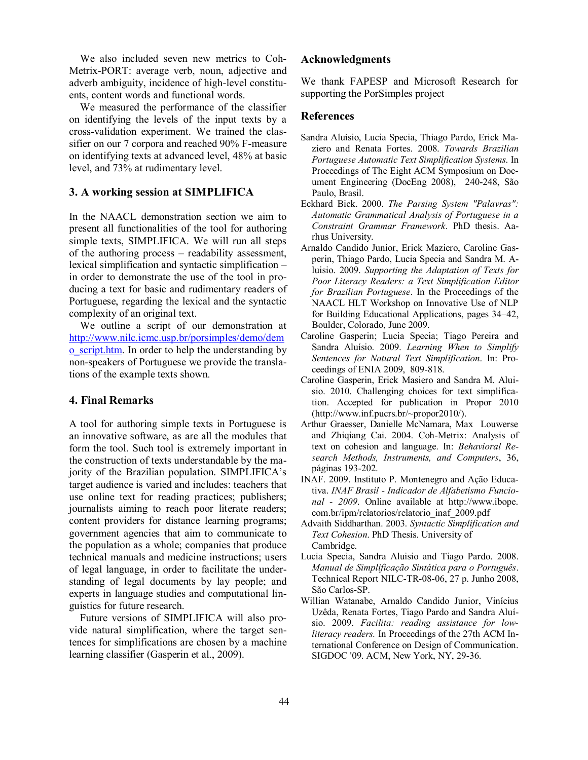We also included seven new metrics to Coh-Metrix-PORT: average verb, noun, adjective and adverb ambiguity, incidence of high-level constituents, content words and functional words.

We measured the performance of the classifier on identifying the levels of the input texts by a cross-validation experiment. We trained the classifier on our 7 corpora and reached 90% F-measure on identifying texts at advanced level, 48% at basic level, and 73% at rudimentary level.

## 3. A working session at SIMPLIFICA

In the NAACL demonstration section we aim to present all functionalities of the tool for authoring simple texts, SIMPLIFICA. We will run all steps of the authoring process – readability assessment, lexical simplification and syntactic simplification – in order to demonstrate the use of the tool in producing a text for basic and rudimentary readers of Portuguese, regarding the lexical and the syntactic complexity of an original text.

We outline a script of our demonstration at http://www.nilc.icmc.usp.br/porsimples/demo/demo_script.htm. In order to help the understanding by non-speakers of Portuguese we provide the translations of the example texts shown.

## 4. Final Remarks

A tool for authoring simple texts in Portuguese is an innovative software, as are all the modules that form the tool. Such tool is extremely important in the construction of texts understandable by the majority of the Brazilian population. SIMPLIFICA's target audience is varied and includes: teachers that use online text for reading practices; publishers; journalists aiming to reach poor literate readers; content providers for distance learning programs; government agencies that aim to communicate to the population as a whole; companies that produce technical manuals and medicine instructions; users of legal language, in order to facilitate the understanding of legal documents by lay people; and experts in language studies and computational linguistics for future research.

Future versions of SIMPLIFICA will also provide natural simplification, where the target sentences for simplifications are chosen by a machine learning classifier (Gasperin et al., 2009).

## Acknowledgments

We thank FAPESP and Microsoft Research for supporting the PorSimples project

## References

Sandra Aluísio, Lucia Specia, Thiago Pardo, Erick Maziero and Renata Fortes. 2008. *Towards Brazilian Portuguese Automatic Text Simplification Systems*. In Proceedings of The Eight ACM Symposium on Document Engineering (DocEng 2008), 240-248, São Paulo, Brasil.

Eckhard Bick. 2000. *The Parsing System "Palavras": Automatic Grammatical Analysis of Portuguese in a Constraint Grammar Framework*. PhD thesis. Aarhus University.

Arnaldo Candido Junior, Erick Maziero, Caroline Gasperin, Thiago Pardo, Lucia Specia and Sandra M. Aluisio. 2009. *Supporting the Adaptation of Texts for Poor Literacy Readers: a Text Simplification Editor for Brazilian Portuguese*. In the Proceedings of the NAACL HLT Workshop on Innovative Use of NLP for Building Educational Applications, pages 34–42, Boulder, Colorado, June 2009.

Caroline Gasperin; Lucia Specia; Tiago Pereira and Sandra Aluísio. 2009. *Learning When to Simplify Sentences for Natural Text Simplification*. In: Proceedings of ENIA 2009, 809-818.

Caroline Gasperin, Erick Masiero and Sandra M. Aluisio. 2010. Challenging choices for text simplification. Accepted for publication in Propor 2010 (http://www.inf.pucrs.br/~propor2010/).

Arthur Graesser, Danielle McNamara, Max Louwerse and Zhiqiang Cai. 2004. Coh-Metrix: Analysis of text on cohesion and language. In: *Behavioral Research Methods, Instruments, and Computers*, 36, páginas 193-202.

INAF. 2009. Instituto P. Montenegro and Ação Educativa. *INAF Brasil - Indicador de Alfabetismo Funcional - 2009*. Online available at http://www.ibope.com.br/ipm/relatorios/relatorio_inaf_2009.pdf

Advaith Siddharthan. 2003. *Syntactic Simplification and Text Cohesion*. PhD Thesis. University of Cambridge.

Lucia Specia, Sandra Aluisio and Tiago Pardo. 2008. *Manual de Simplificação Sintática para o Português*. Technical Report NILC-TR-08-06, 27 p. Junho 2008, São Carlos-SP.

Willian Watanabe, Arnaldo Candido Junior, Vinícius Uzêda, Renata Fortes, Tiago Pardo and Sandra Aluísio. 2009. *Facilita: reading assistance for low-literacy readers.* In Proceedings of the 27th ACM International Conference on Design of Communication. SIGDOC '09. ACM, New York, NY, 29-36.